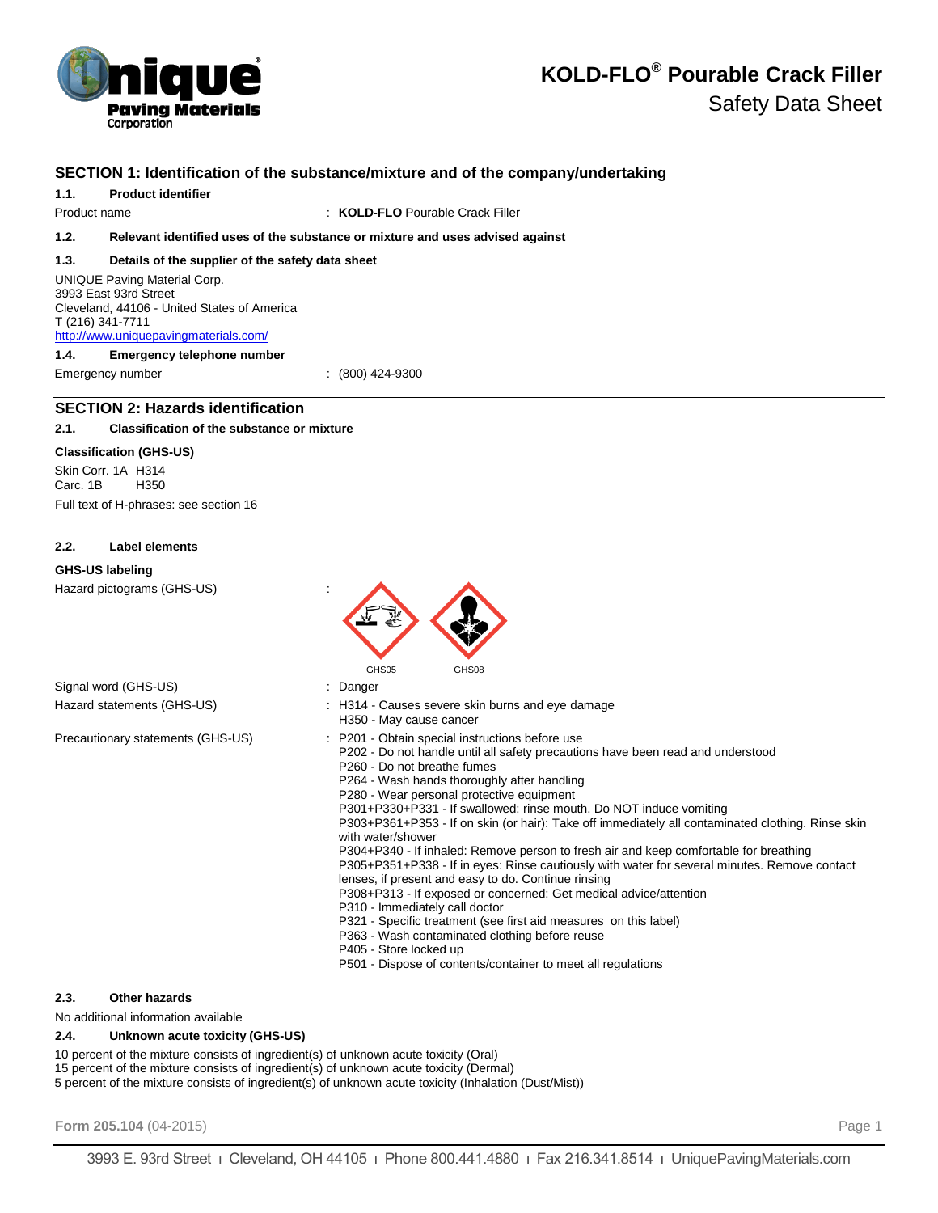# KOLD-FLO® Pourable Crack Filler

Safety Data Sheet

## SECTION 1: Identification of the substance/mixture and of the company/undertaking

### 1.1. Product identifier

Product name : **KOLD-FLO** Pourable Crack Filler

### 1.2. Relevant identified uses of the substance or mixture and uses advised against

### 1.3. Details of the supplier of the safety data sheet

UNIQUE Paving Material Corp.
3993 East 93rd Street
Cleveland, 44106 - United States of America
T (216) 341-7711
http://www.uniquepavingmaterials.com/

### 1.4. Emergency telephone number

Emergency number : (800) 424-9300

## SECTION 2: Hazards identification

### 2.1. Classification of the substance or mixture

**Classification (GHS-US)**

Skin Corr. 1A H314
Carc. 1B H350

Full text of H-phrases: see section 16

### 2.2. Label elements

**GHS-US labeling**

Hazard pictograms (GHS-US) : GHS05 GHS08

Signal word (GHS-US) : Danger

Hazard statements (GHS-US) :
- H314 - Causes severe skin burns and eye damage
- H350 - May cause cancer

Precautionary statements (GHS-US) :
- P201 - Obtain special instructions before use
- P202 - Do not handle until all safety precautions have been read and understood
- P260 - Do not breathe fumes
- P264 - Wash hands thoroughly after handling
- P280 - Wear personal protective equipment
- P301+P330+P331 - If swallowed: rinse mouth. Do NOT induce vomiting
- P303+P361+P353 - If on skin (or hair): Take off immediately all contaminated clothing. Rinse skin with water/shower
- P304+P340 - If inhaled: Remove person to fresh air and keep comfortable for breathing
- P305+P351+P338 - If in eyes: Rinse cautiously with water for several minutes. Remove contact lenses, if present and easy to do. Continue rinsing
- P308+P313 - If exposed or concerned: Get medical advice/attention
- P310 - Immediately call doctor
- P321 - Specific treatment (see first aid measures on this label)
- P363 - Wash contaminated clothing before reuse
- P405 - Store locked up
- P501 - Dispose of contents/container to meet all regulations

### 2.3. Other hazards

No additional information available

### 2.4. Unknown acute toxicity (GHS-US)

10 percent of the mixture consists of ingredient(s) of unknown acute toxicity (Oral)
15 percent of the mixture consists of ingredient(s) of unknown acute toxicity (Dermal)
5 percent of the mixture consists of ingredient(s) of unknown acute toxicity (Inhalation (Dust/Mist))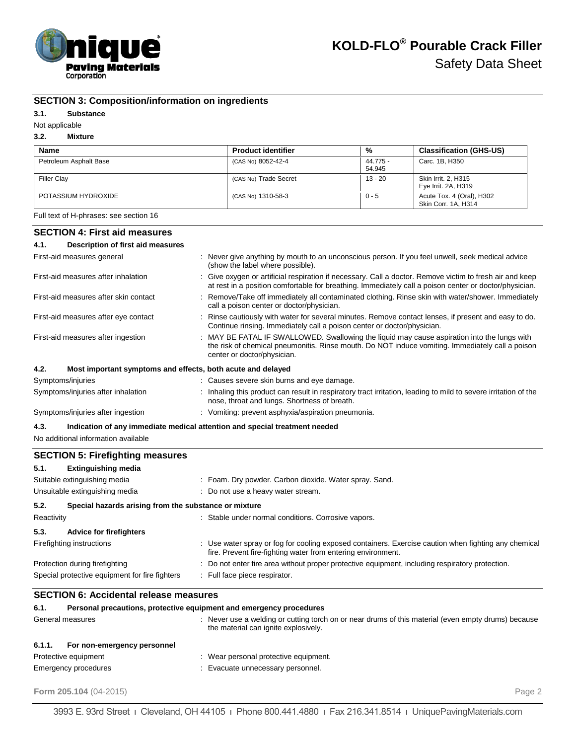## SECTION 3: Composition/information on ingredients

### 3.1. Substance

Not applicable

### 3.2. Mixture

| Name | Product identifier | % | Classification (GHS-US) |
|---|---|---|---|
| Petroleum Asphalt Base | (CAS No) 8052-42-4 | 44.775 - 54.945 | Carc. 1B, H350 |
| Filler Clay | (CAS No) Trade Secret | 13 - 20 | Skin Irrit. 2, H315<br>Eye Irrit. 2A, H319 |
| POTASSIUM HYDROXIDE | (CAS No) 1310-58-3 | 0 - 5 | Acute Tox. 4 (Oral), H302<br>Skin Corr. 1A, H314 |

Full text of H-phrases: see section 16

## SECTION 4: First aid measures

### 4.1. Description of first aid measures

First-aid measures general : Never give anything by mouth to an unconscious person. If you feel unwell, seek medical advice (show the label where possible).

First-aid measures after inhalation : Give oxygen or artificial respiration if necessary. Call a doctor. Remove victim to fresh air and keep at rest in a position comfortable for breathing. Immediately call a poison center or doctor/physician.

First-aid measures after skin contact : Remove/Take off immediately all contaminated clothing. Rinse skin with water/shower. Immediately call a poison center or doctor/physician.

First-aid measures after eye contact : Rinse cautiously with water for several minutes. Remove contact lenses, if present and easy to do. Continue rinsing. Immediately call a poison center or doctor/physician.

First-aid measures after ingestion : MAY BE FATAL IF SWALLOWED. Swallowing the liquid may cause aspiration into the lungs with the risk of chemical pneumonitis. Rinse mouth. Do NOT induce vomiting. Immediately call a poison center or doctor/physician.

### 4.2. Most important symptoms and effects, both acute and delayed

Symptoms/injuries : Causes severe skin burns and eye damage.

Symptoms/injuries after inhalation : Inhaling this product can result in respiratory tract irritation, leading to mild to severe irritation of the nose, throat and lungs. Shortness of breath.

Symptoms/injuries after ingestion : Vomiting: prevent asphyxia/aspiration pneumonia.

### 4.3. Indication of any immediate medical attention and special treatment needed

No additional information available

## SECTION 5: Firefighting measures

### 5.1. Extinguishing media

Suitable extinguishing media : Foam. Dry powder. Carbon dioxide. Water spray. Sand.

Unsuitable extinguishing media : Do not use a heavy water stream.

### 5.2. Special hazards arising from the substance or mixture

Reactivity : Stable under normal conditions. Corrosive vapors.

### 5.3. Advice for firefighters

Firefighting instructions : Use water spray or fog for cooling exposed containers. Exercise caution when fighting any chemical fire. Prevent fire-fighting water from entering environment.

Protection during firefighting : Do not enter fire area without proper protective equipment, including respiratory protection.

Special protective equipment for fire fighters : Full face piece respirator.

## SECTION 6: Accidental release measures

### 6.1. Personal precautions, protective equipment and emergency procedures

General measures : Never use a welding or cutting torch on or near drums of this material (even empty drums) because the material can ignite explosively.

#### 6.1.1. For non-emergency personnel

Protective equipment : Wear personal protective equipment.

Emergency procedures : Evacuate unnecessary personnel.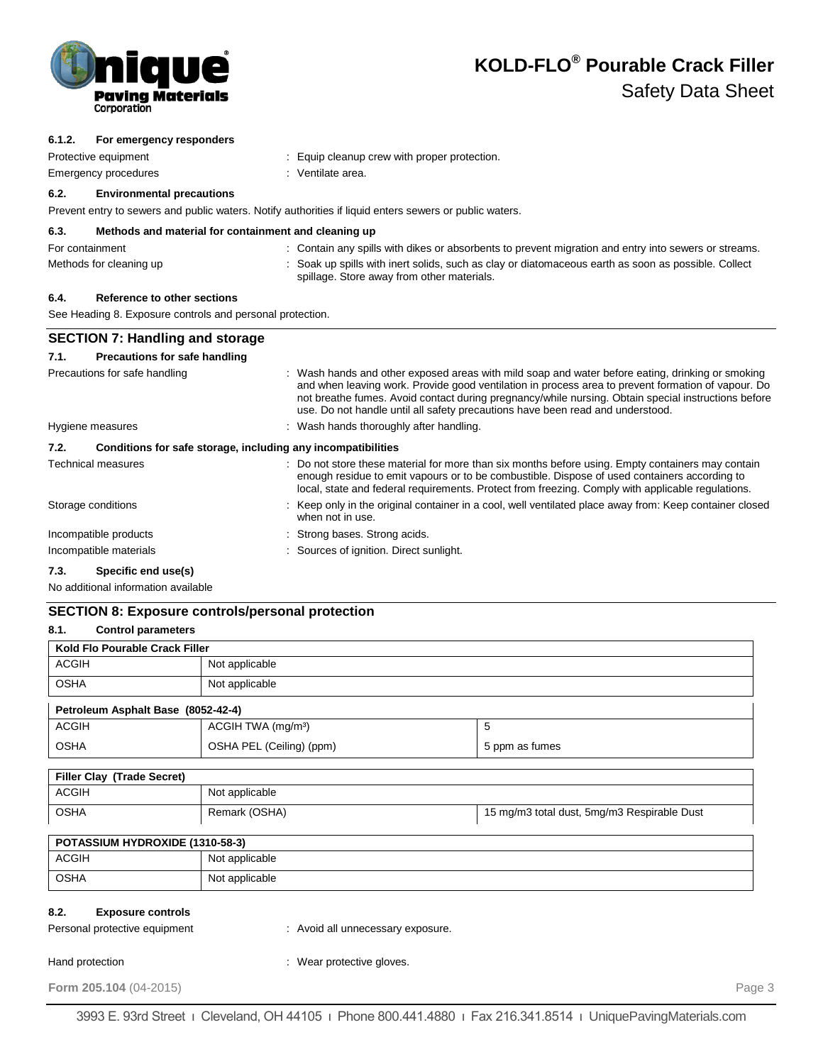#### 6.1.2. For emergency responders

Protective equipment : Equip cleanup crew with proper protection.

Emergency procedures : Ventilate area.

### 6.2. Environmental precautions

Prevent entry to sewers and public waters. Notify authorities if liquid enters sewers or public waters.

### 6.3. Methods and material for containment and cleaning up

For containment : Contain any spills with dikes or absorbents to prevent migration and entry into sewers or streams.

Methods for cleaning up : Soak up spills with inert solids, such as clay or diatomaceous earth as soon as possible. Collect spillage. Store away from other materials.

### 6.4. Reference to other sections

See Heading 8. Exposure controls and personal protection.

## SECTION 7: Handling and storage

### 7.1. Precautions for safe handling

Precautions for safe handling : Wash hands and other exposed areas with mild soap and water before eating, drinking or smoking and when leaving work. Provide good ventilation in process area to prevent formation of vapour. Do not breathe fumes. Avoid contact during pregnancy/while nursing. Obtain special instructions before use. Do not handle until all safety precautions have been read and understood.

Hygiene measures : Wash hands thoroughly after handling.

### 7.2. Conditions for safe storage, including any incompatibilities

Technical measures : Do not store these material for more than six months before using. Empty containers may contain enough residue to emit vapours or to be combustible. Dispose of used containers according to local, state and federal requirements. Protect from freezing. Comply with applicable regulations.

Storage conditions : Keep only in the original container in a cool, well ventilated place away from: Keep container closed when not in use.

Incompatible products : Strong bases. Strong acids.

Incompatible materials : Sources of ignition. Direct sunlight.

### 7.3. Specific end use(s)

No additional information available

## SECTION 8: Exposure controls/personal protection

### 8.1. Control parameters

| Kold Flo Pourable Crack Filler | | |
|---|---|---|
| ACGIH | Not applicable | |
| OSHA | Not applicable | |

| Petroleum Asphalt Base (8052-42-4) | | |
|---|---|---|
| ACGIH | ACGIH TWA (mg/m³) | 5 |
| OSHA | OSHA PEL (Ceiling) (ppm) | 5 ppm as fumes |

| Filler Clay (Trade Secret) | | |
|---|---|---|
| ACGIH | Not applicable | |
| OSHA | Remark (OSHA) | 15 mg/m3 total dust, 5mg/m3 Respirable Dust |

| POTASSIUM HYDROXIDE (1310-58-3) | | |
|---|---|---|
| ACGIH | Not applicable | |
| OSHA | Not applicable | |

### 8.2. Exposure controls

Personal protective equipment : Avoid all unnecessary exposure.

Hand protection : Wear protective gloves.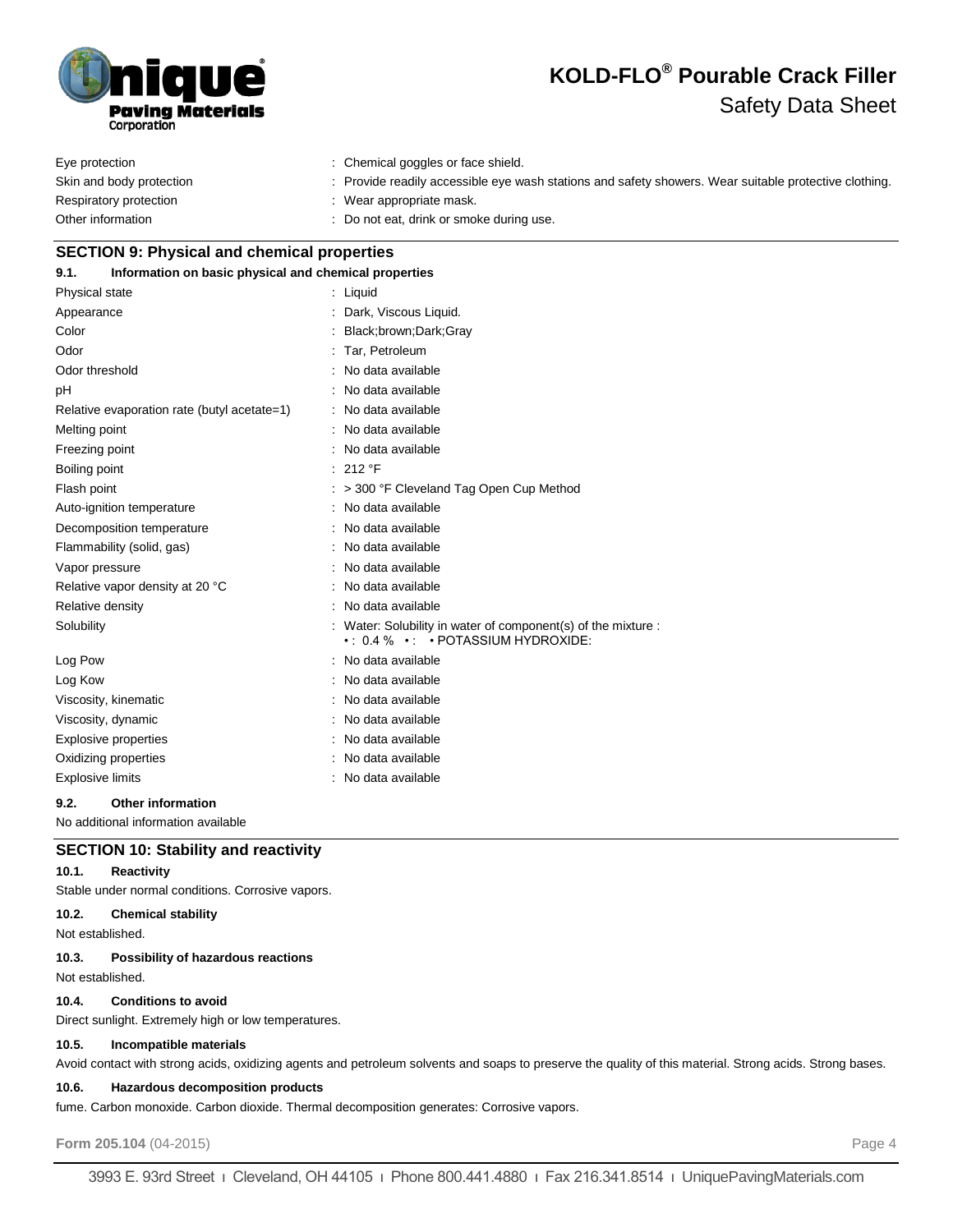| | |
|---|---|
| Eye protection | : Chemical goggles or face shield. |
| Skin and body protection | : Provide readily accessible eye wash stations and safety showers. Wear suitable protective clothing. |
| Respiratory protection | : Wear appropriate mask. |
| Other information | : Do not eat, drink or smoke during use. |

## SECTION 9: Physical and chemical properties

### 9.1. Information on basic physical and chemical properties

| | |
|---|---|
| Physical state | : Liquid |
| Appearance | : Dark, Viscous Liquid. |
| Color | : Black;brown;Dark;Gray |
| Odor | : Tar, Petroleum |
| Odor threshold | : No data available |
| pH | : No data available |
| Relative evaporation rate (butyl acetate=1) | : No data available |
| Melting point | : No data available |
| Freezing point | : No data available |
| Boiling point | : 212 °F |
| Flash point | : > 300 °F Cleveland Tag Open Cup Method |
| Auto-ignition temperature | : No data available |
| Decomposition temperature | : No data available |
| Flammability (solid, gas) | : No data available |
| Vapor pressure | : No data available |
| Relative vapor density at 20 °C | : No data available |
| Relative density | : No data available |
| Solubility | : Water: Solubility in water of component(s) of the mixture : • : 0.4 % • : • POTASSIUM HYDROXIDE: |
| Log Pow | : No data available |
| Log Kow | : No data available |
| Viscosity, kinematic | : No data available |
| Viscosity, dynamic | : No data available |
| Explosive properties | : No data available |
| Oxidizing properties | : No data available |
| Explosive limits | : No data available |

### 9.2. Other information

No additional information available

## SECTION 10: Stability and reactivity

### 10.1. Reactivity

Stable under normal conditions. Corrosive vapors.

### 10.2. Chemical stability

Not established.

### 10.3. Possibility of hazardous reactions

Not established.

### 10.4. Conditions to avoid

Direct sunlight. Extremely high or low temperatures.

### 10.5. Incompatible materials

Avoid contact with strong acids, oxidizing agents and petroleum solvents and soaps to preserve the quality of this material. Strong acids. Strong bases.

### 10.6. Hazardous decomposition products

fume. Carbon monoxide. Carbon dioxide. Thermal decomposition generates: Corrosive vapors.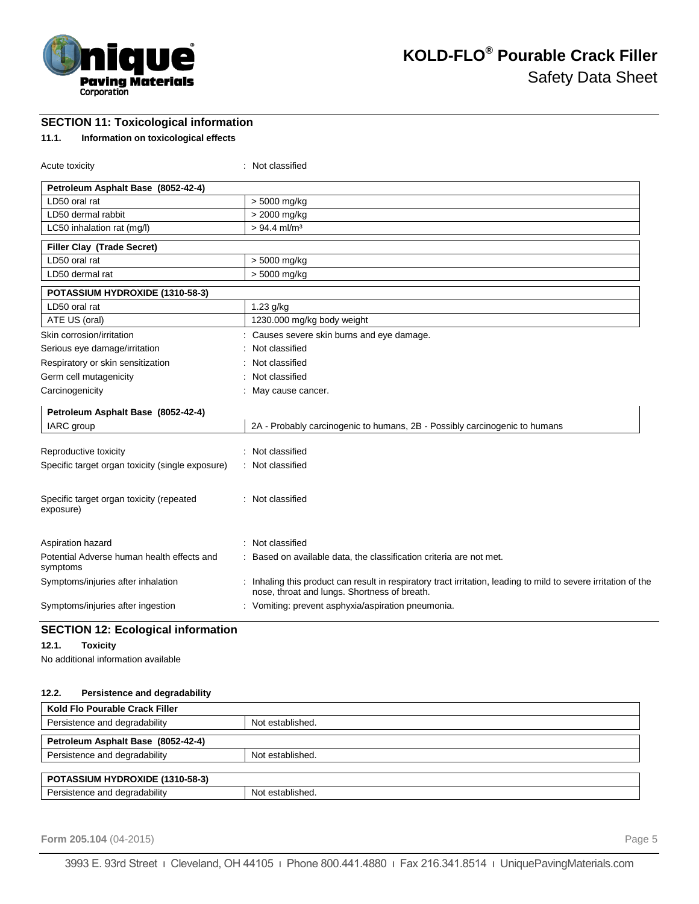## SECTION 11: Toxicological information

### 11.1. Information on toxicological effects

Acute toxicity : Not classified

| Petroleum Asphalt Base (8052-42-4) | |
|---|---|
| LD50 oral rat | > 5000 mg/kg |
| LD50 dermal rabbit | > 2000 mg/kg |
| LC50 inhalation rat (mg/l) | > 94.4 ml/m³ |

| Filler Clay (Trade Secret) | |
|---|---|
| LD50 oral rat | > 5000 mg/kg |
| LD50 dermal rat | > 5000 mg/kg |

| POTASSIUM HYDROXIDE (1310-58-3) | |
|---|---|
| LD50 oral rat | 1.23 g/kg |
| ATE US (oral) | 1230.000 mg/kg body weight |

Skin corrosion/irritation : Causes severe skin burns and eye damage.

Serious eye damage/irritation : Not classified

Respiratory or skin sensitization : Not classified

Germ cell mutagenicity : Not classified

Carcinogenicity : May cause cancer.

| Petroleum Asphalt Base (8052-42-4) | |
|---|---|
| IARC group | 2A - Probably carcinogenic to humans, 2B - Possibly carcinogenic to humans |

Reproductive toxicity : Not classified

Specific target organ toxicity (single exposure) : Not classified

Specific target organ toxicity (repeated exposure) : Not classified

Aspiration hazard : Not classified

Potential Adverse human health effects and symptoms : Based on available data, the classification criteria are not met.

Symptoms/injuries after inhalation : Inhaling this product can result in respiratory tract irritation, leading to mild to severe irritation of the nose, throat and lungs. Shortness of breath.

Symptoms/injuries after ingestion : Vomiting: prevent asphyxia/aspiration pneumonia.

## SECTION 12: Ecological information

### 12.1. Toxicity

No additional information available

### 12.2. Persistence and degradability

| Kold Flo Pourable Crack Filler | |
|---|---|
| Persistence and degradability | Not established. |

| Petroleum Asphalt Base (8052-42-4) | |
|---|---|
| Persistence and degradability | Not established. |

| POTASSIUM HYDROXIDE (1310-58-3) | |
|---|---|
| Persistence and degradability | Not established. |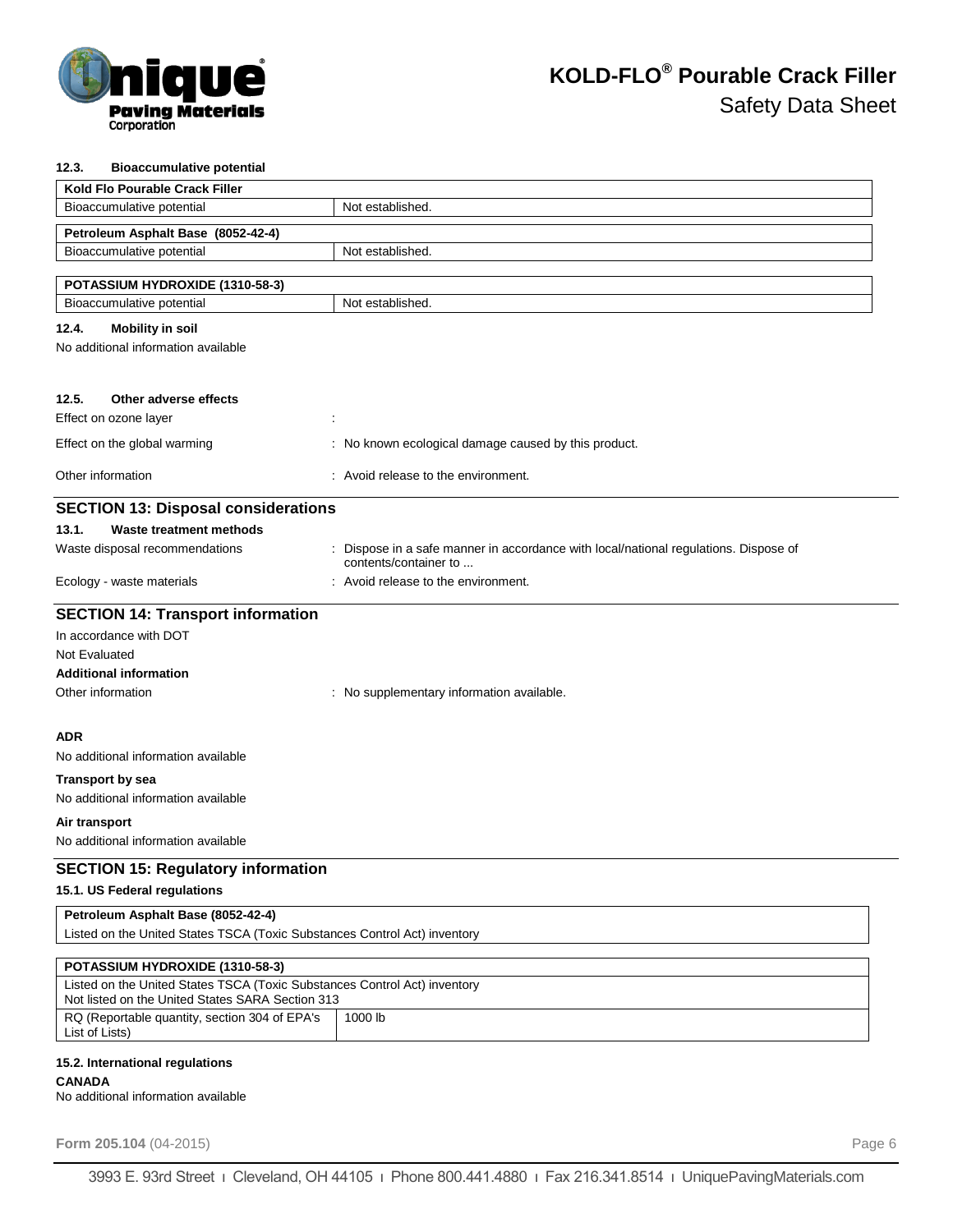#### 12.3. Bioaccumulative potential

| Kold Flo Pourable Crack Filler | |
|---|---|
| Bioaccumulative potential | Not established. |

| Petroleum Asphalt Base (8052-42-4) | |
|---|---|
| Bioaccumulative potential | Not established. |

| POTASSIUM HYDROXIDE (1310-58-3) | |
|---|---|
| Bioaccumulative potential | Not established. |

#### 12.4. Mobility in soil

No additional information available

#### 12.5. Other adverse effects

Effect on ozone layer :

Effect on the global warming : No known ecological damage caused by this product.

Other information : Avoid release to the environment.

## SECTION 13: Disposal considerations

#### 13.1. Waste treatment methods

Waste disposal recommendations : Dispose in a safe manner in accordance with local/national regulations. Dispose of contents/container to ...

Ecology - waste materials : Avoid release to the environment.

## SECTION 14: Transport information

In accordance with DOT

Not Evaluated

**Additional information**

Other information : No supplementary information available.

**ADR**

No additional information available

**Transport by sea**

No additional information available

**Air transport**

No additional information available

## SECTION 15: Regulatory information

#### 15.1. US Federal regulations

| Petroleum Asphalt Base (8052-42-4) |
|---|
| Listed on the United States TSCA (Toxic Substances Control Act) inventory |

| POTASSIUM HYDROXIDE (1310-58-3) | |
|---|---|
| Listed on the United States TSCA (Toxic Substances Control Act) inventory<br>Not listed on the United States SARA Section 313 | |
| RQ (Reportable quantity, section 304 of EPA's List of Lists) | 1000 lb |

#### 15.2. International regulations

**CANADA**

No additional information available

**Form 205.104** (04-2015)

3993 E. 93rd Street | Cleveland, OH 44105 | Phone 800.441.4880 | Fax 216.341.8514 | UniquePavingMaterials.com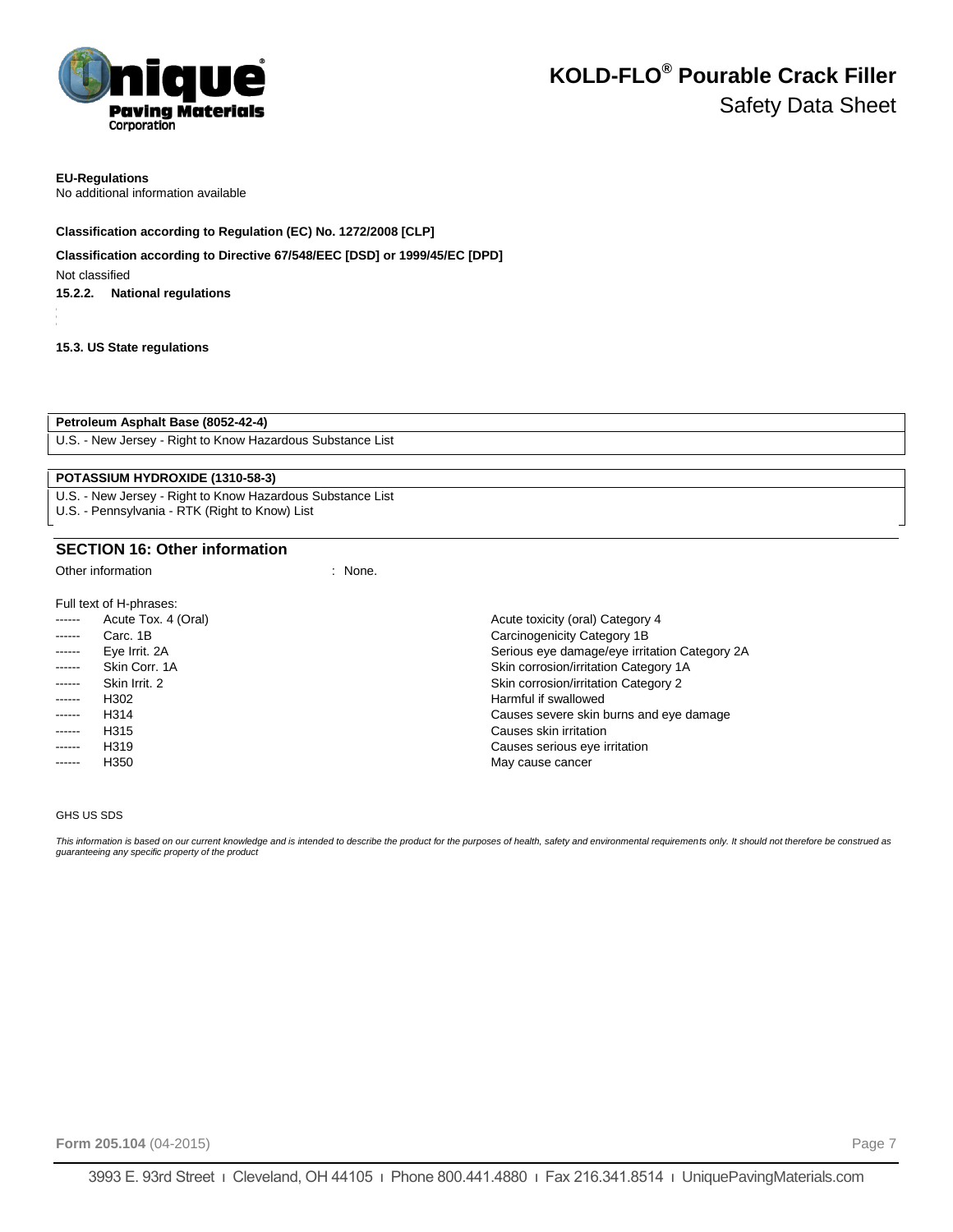**EU-Regulations**

No additional information available

**Classification according to Regulation (EC) No. 1272/2008 [CLP]**

**Classification according to Directive 67/548/EEC [DSD] or 1999/45/EC [DPD]**

Not classified

**15.2.2. National regulations**

**15.3. US State regulations**

| **Petroleum Asphalt Base (8052-42-4)** |
|---|
| U.S. - New Jersey - Right to Know Hazardous Substance List |

| **POTASSIUM HYDROXIDE (1310-58-3)** |
|---|
| U.S. - New Jersey - Right to Know Hazardous Substance List<br>U.S. - Pennsylvania - RTK (Right to Know) List |

## SECTION 16: Other information

Other information : None.

Full text of H-phrases:

| | | |
|---|---|---|
| ------ | Acute Tox. 4 (Oral) | Acute toxicity (oral) Category 4 |
| ------ | Carc. 1B | Carcinogenicity Category 1B |
| ------ | Eye Irrit. 2A | Serious eye damage/eye irritation Category 2A |
| ------ | Skin Corr. 1A | Skin corrosion/irritation Category 1A |
| ------ | Skin Irrit. 2 | Skin corrosion/irritation Category 2 |
| ------ | H302 | Harmful if swallowed |
| ------ | H314 | Causes severe skin burns and eye damage |
| ------ | H315 | Causes skin irritation |
| ------ | H319 | Causes serious eye irritation |
| ------ | H350 | May cause cancer |

GHS US SDS

*This information is based on our current knowledge and is intended to describe the product for the purposes of health, safety and environmental requirements only. It should not therefore be construed as guaranteeing any specific property of the product*